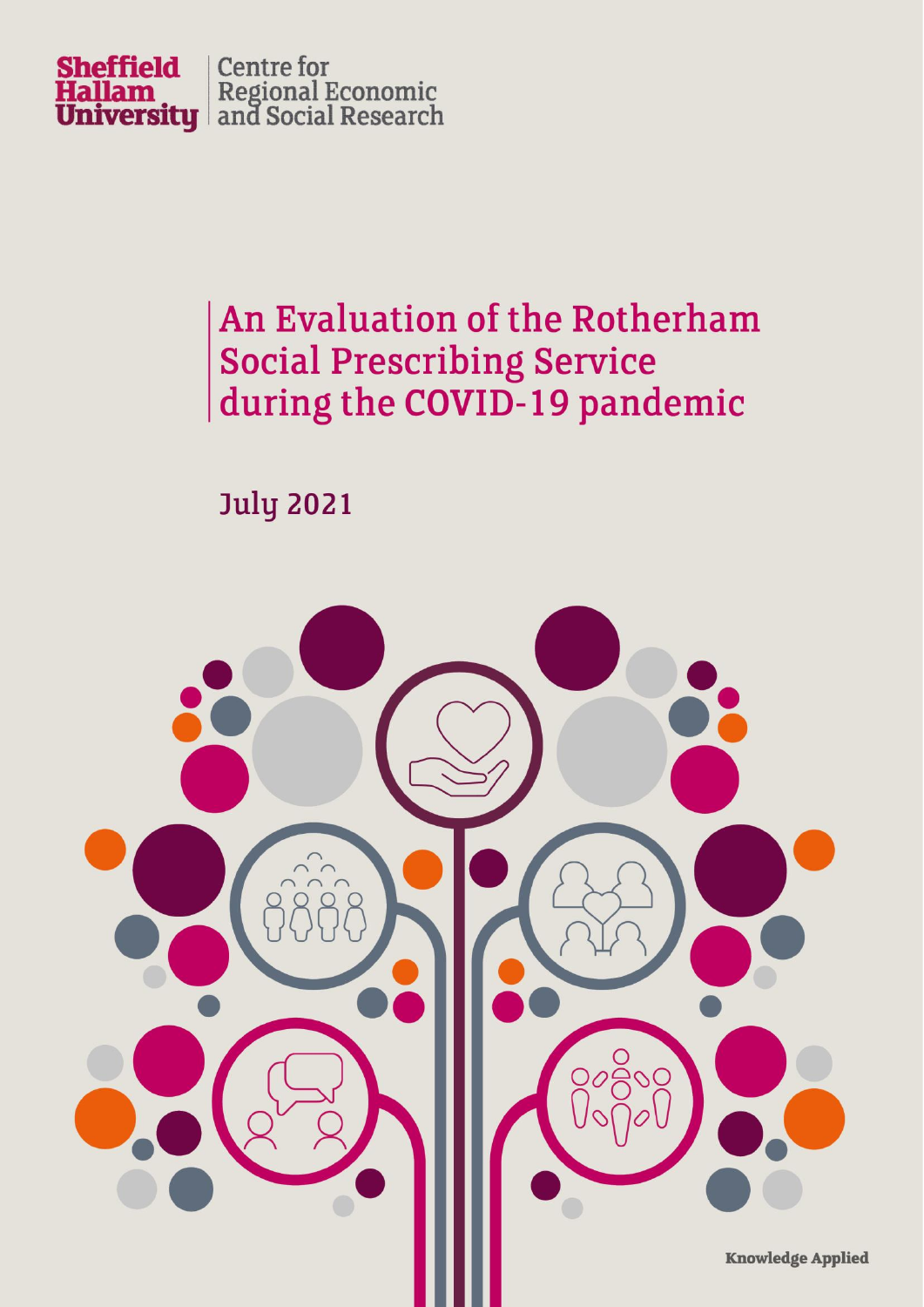Sheffield Hallam University | Centre for Regional Economic and Social Research

# An Evaluation of the Rotherham Social Prescribing Service during the COVID-19 pandemic

July 2021

Knowledge Applied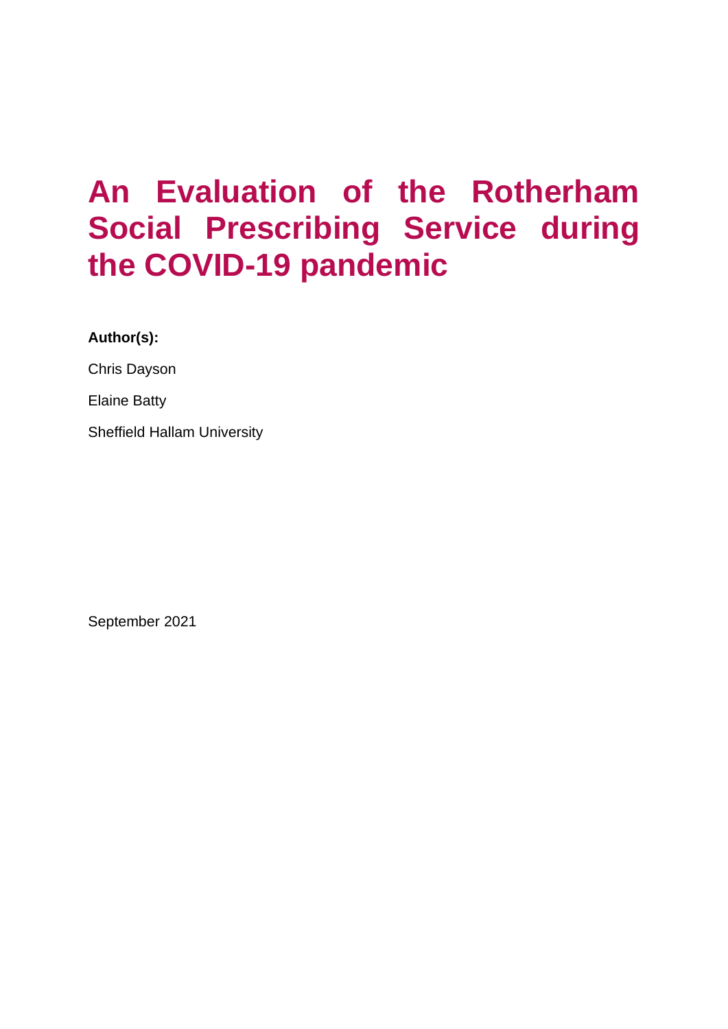# An Evaluation of the Rotherham Social Prescribing Service during the COVID-19 pandemic

**Author(s):**

Chris Dayson

Elaine Batty

Sheffield Hallam University

September 2021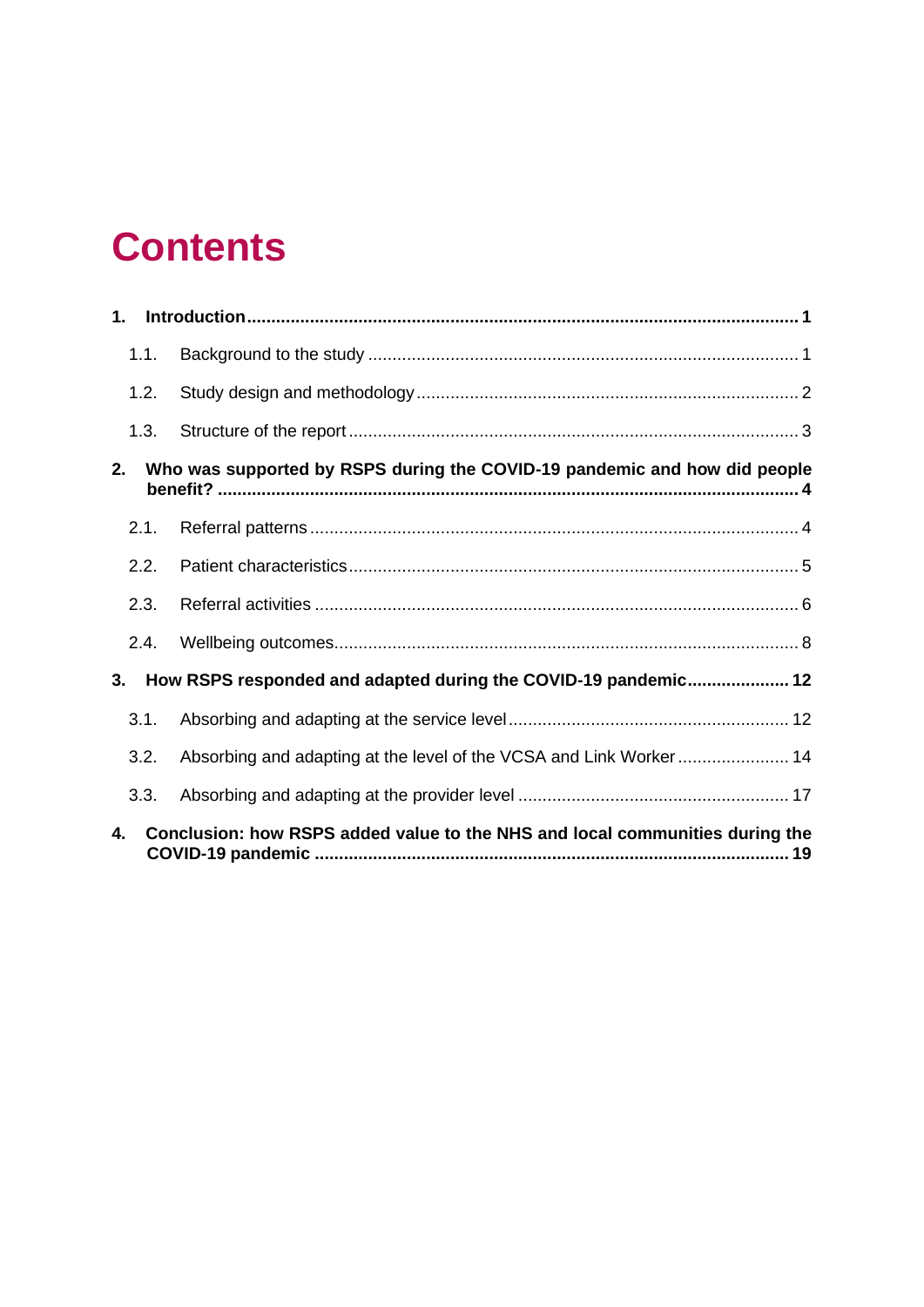# Contents

**1. Introduction ..... 1**

- 1.1. Background to the study ..... 1
- 1.2. Study design and methodology ..... 2
- 1.3. Structure of the report ..... 3

**2. Who was supported by RSPS during the COVID-19 pandemic and how did people benefit? ..... 4**

- 2.1. Referral patterns ..... 4
- 2.2. Patient characteristics ..... 5
- 2.3. Referral activities ..... 6
- 2.4. Wellbeing outcomes ..... 8

**3. How RSPS responded and adapted during the COVID-19 pandemic ..... 12**

- 3.1. Absorbing and adapting at the service level ..... 12
- 3.2. Absorbing and adapting at the level of the VCSA and Link Worker ..... 14
- 3.3. Absorbing and adapting at the provider level ..... 17

**4. Conclusion: how RSPS added value to the NHS and local communities during the COVID-19 pandemic ..... 19**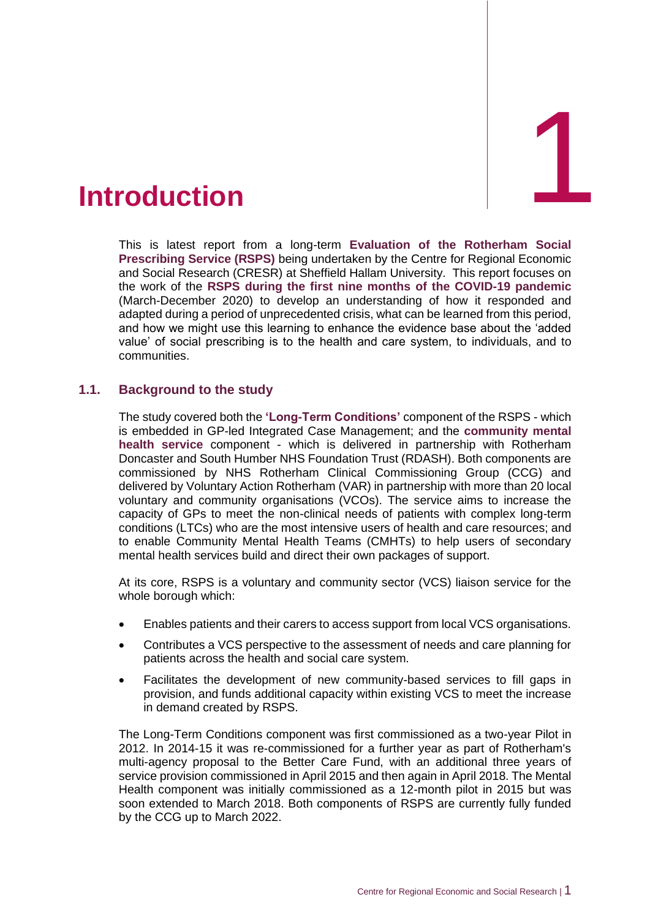# 1 Introduction

This is latest report from a long-term **Evaluation of the Rotherham Social Prescribing Service (RSPS)** being undertaken by the Centre for Regional Economic and Social Research (CRESR) at Sheffield Hallam University. This report focuses on the work of the **RSPS during the first nine months of the COVID-19 pandemic** (March-December 2020) to develop an understanding of how it responded and adapted during a period of unprecedented crisis, what can be learned from this period, and how we might use this learning to enhance the evidence base about the 'added value' of social prescribing is to the health and care system, to individuals, and to communities.

## 1.1. Background to the study

The study covered both the **'Long-Term Conditions'** component of the RSPS - which is embedded in GP-led Integrated Case Management; and the **community mental health service** component - which is delivered in partnership with Rotherham Doncaster and South Humber NHS Foundation Trust (RDASH). Both components are commissioned by NHS Rotherham Clinical Commissioning Group (CCG) and delivered by Voluntary Action Rotherham (VAR) in partnership with more than 20 local voluntary and community organisations (VCOs). The service aims to increase the capacity of GPs to meet the non-clinical needs of patients with complex long-term conditions (LTCs) who are the most intensive users of health and care resources; and to enable Community Mental Health Teams (CMHTs) to help users of secondary mental health services build and direct their own packages of support.

At its core, RSPS is a voluntary and community sector (VCS) liaison service for the whole borough which:

- Enables patients and their carers to access support from local VCS organisations.
- Contributes a VCS perspective to the assessment of needs and care planning for patients across the health and social care system.
- Facilitates the development of new community-based services to fill gaps in provision, and funds additional capacity within existing VCS to meet the increase in demand created by RSPS.

The Long-Term Conditions component was first commissioned as a two-year Pilot in 2012. In 2014-15 it was re-commissioned for a further year as part of Rotherham's multi-agency proposal to the Better Care Fund, with an additional three years of service provision commissioned in April 2015 and then again in April 2018. The Mental Health component was initially commissioned as a 12-month pilot in 2015 but was soon extended to March 2018. Both components of RSPS are currently fully funded by the CCG up to March 2022.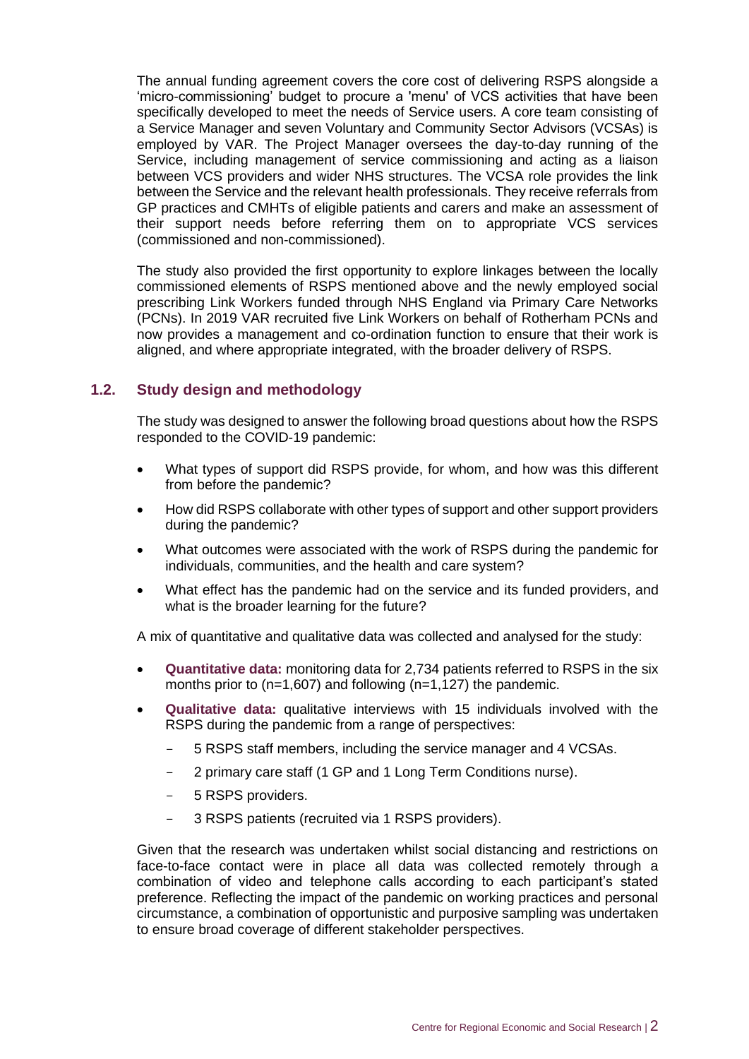The annual funding agreement covers the core cost of delivering RSPS alongside a 'micro-commissioning' budget to procure a 'menu' of VCS activities that have been specifically developed to meet the needs of Service users. A core team consisting of a Service Manager and seven Voluntary and Community Sector Advisors (VCSAs) is employed by VAR. The Project Manager oversees the day-to-day running of the Service, including management of service commissioning and acting as a liaison between VCS providers and wider NHS structures. The VCSA role provides the link between the Service and the relevant health professionals. They receive referrals from GP practices and CMHTs of eligible patients and carers and make an assessment of their support needs before referring them on to appropriate VCS services (commissioned and non-commissioned).

The study also provided the first opportunity to explore linkages between the locally commissioned elements of RSPS mentioned above and the newly employed social prescribing Link Workers funded through NHS England via Primary Care Networks (PCNs). In 2019 VAR recruited five Link Workers on behalf of Rotherham PCNs and now provides a management and co-ordination function to ensure that their work is aligned, and where appropriate integrated, with the broader delivery of RSPS.

## 1.2. Study design and methodology

The study was designed to answer the following broad questions about how the RSPS responded to the COVID-19 pandemic:

- What types of support did RSPS provide, for whom, and how was this different from before the pandemic?
- How did RSPS collaborate with other types of support and other support providers during the pandemic?
- What outcomes were associated with the work of RSPS during the pandemic for individuals, communities, and the health and care system?
- What effect has the pandemic had on the service and its funded providers, and what is the broader learning for the future?

A mix of quantitative and qualitative data was collected and analysed for the study:

- **Quantitative data:** monitoring data for 2,734 patients referred to RSPS in the six months prior to (n=1,607) and following (n=1,127) the pandemic.
- **Qualitative data:** qualitative interviews with 15 individuals involved with the RSPS during the pandemic from a range of perspectives:
  - 5 RSPS staff members, including the service manager and 4 VCSAs.
  - 2 primary care staff (1 GP and 1 Long Term Conditions nurse).
  - 5 RSPS providers.
  - 3 RSPS patients (recruited via 1 RSPS providers).

Given that the research was undertaken whilst social distancing and restrictions on face-to-face contact were in place all data was collected remotely through a combination of video and telephone calls according to each participant's stated preference. Reflecting the impact of the pandemic on working practices and personal circumstance, a combination of opportunistic and purposive sampling was undertaken to ensure broad coverage of different stakeholder perspectives.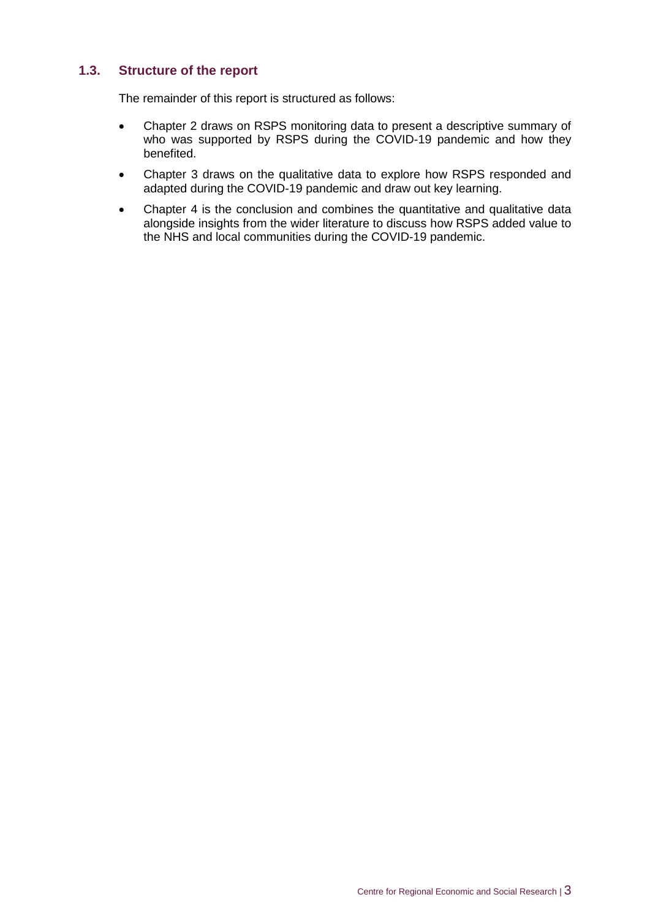### 1.3. Structure of the report

The remainder of this report is structured as follows:

- Chapter 2 draws on RSPS monitoring data to present a descriptive summary of who was supported by RSPS during the COVID-19 pandemic and how they benefited.
- Chapter 3 draws on the qualitative data to explore how RSPS responded and adapted during the COVID-19 pandemic and draw out key learning.
- Chapter 4 is the conclusion and combines the quantitative and qualitative data alongside insights from the wider literature to discuss how RSPS added value to the NHS and local communities during the COVID-19 pandemic.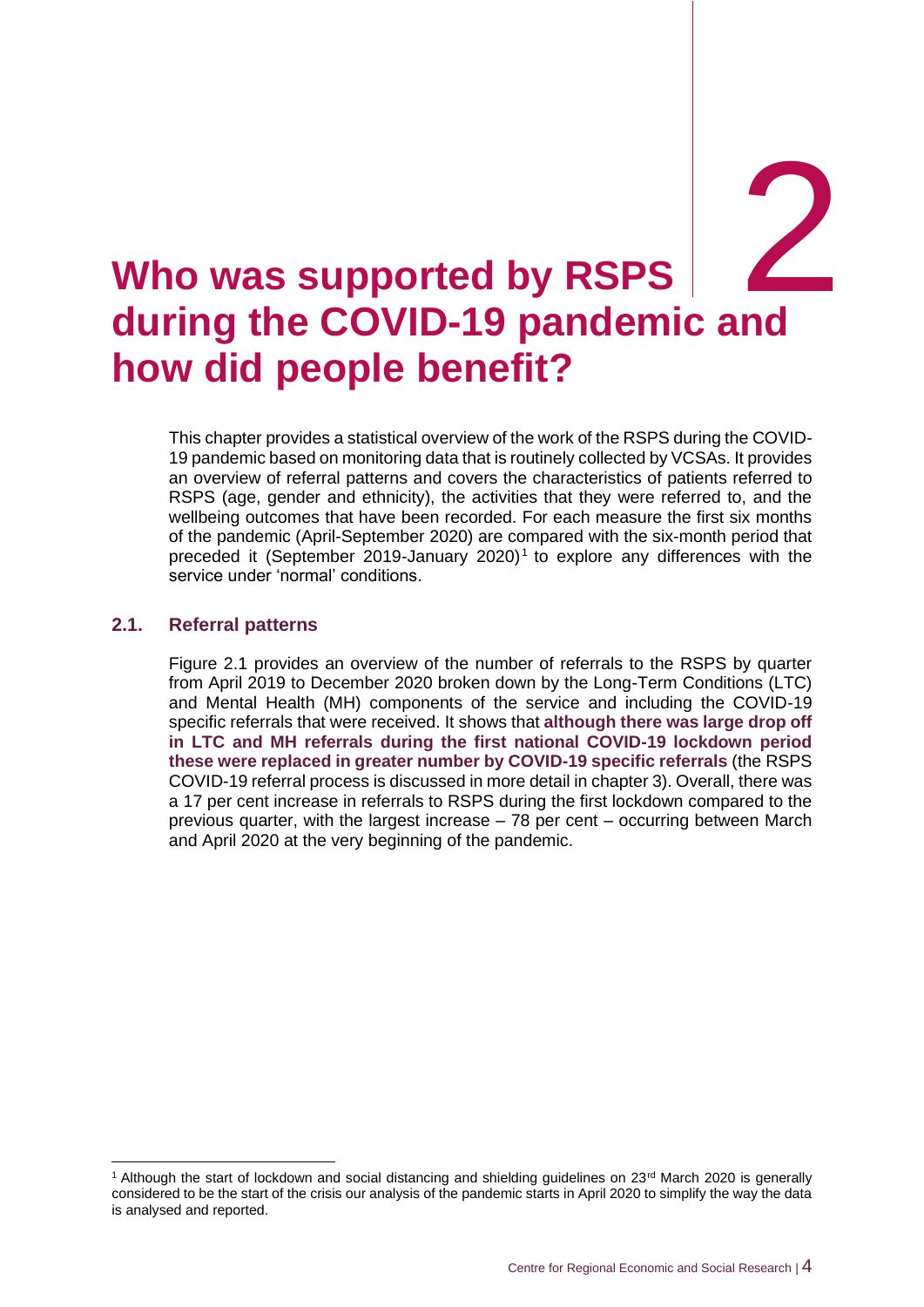# 2 Who was supported by RSPS during the COVID-19 pandemic and how did people benefit?

This chapter provides a statistical overview of the work of the RSPS during the COVID-19 pandemic based on monitoring data that is routinely collected by VCSAs. It provides an overview of referral patterns and covers the characteristics of patients referred to RSPS (age, gender and ethnicity), the activities that they were referred to, and the wellbeing outcomes that have been recorded. For each measure the first six months of the pandemic (April-September 2020) are compared with the six-month period that preceded it (September 2019-January 2020)[1] to explore any differences with the service under 'normal' conditions.

## 2.1. Referral patterns

Figure 2.1 provides an overview of the number of referrals to the RSPS by quarter from April 2019 to December 2020 broken down by the Long-Term Conditions (LTC) and Mental Health (MH) components of the service and including the COVID-19 specific referrals that were received. It shows that **although there was large drop off in LTC and MH referrals during the first national COVID-19 lockdown period these were replaced in greater number by COVID-19 specific referrals** (the RSPS COVID-19 referral process is discussed in more detail in chapter 3). Overall, there was a 17 per cent increase in referrals to RSPS during the first lockdown compared to the previous quarter, with the largest increase – 78 per cent – occurring between March and April 2020 at the very beginning of the pandemic.

---

[1] Although the start of lockdown and social distancing and shielding guidelines on 23rd March 2020 is generally considered to be the start of the crisis our analysis of the pandemic starts in April 2020 to simplify the way the data is analysed and reported.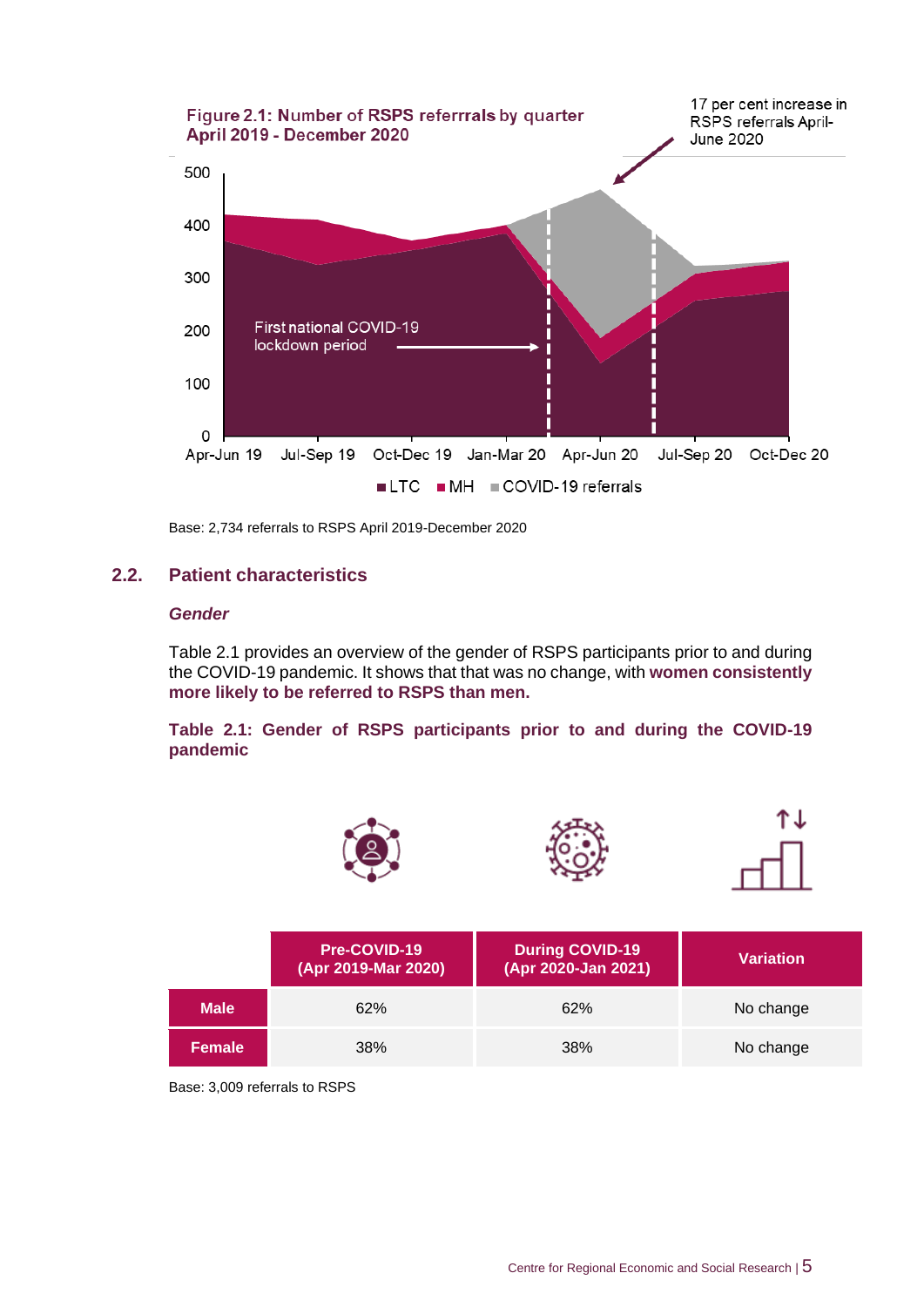Figure 2.1: Number of RSPS referrrals by quarter April 2019 - December 2020

17 per cent increase in RSPS referrals April-June 2020

First national COVID-19 lockdown period

LTC | MH | COVID-19 referrals

Base: 2,734 referrals to RSPS April 2019-December 2020

## 2.2. Patient characteristics

### *Gender*

Table 2.1 provides an overview of the gender of RSPS participants prior to and during the COVID-19 pandemic. It shows that that was no change, with **women consistently more likely to be referred to RSPS than men.**

**Table 2.1: Gender of RSPS participants prior to and during the COVID-19 pandemic**

| | Pre-COVID-19 (Apr 2019-Mar 2020) | During COVID-19 (Apr 2020-Jan 2021) | Variation |
|---|---|---|---|
| **Male** | 62% | 62% | No change |
| **Female** | 38% | 38% | No change |

Base: 3,009 referrals to RSPS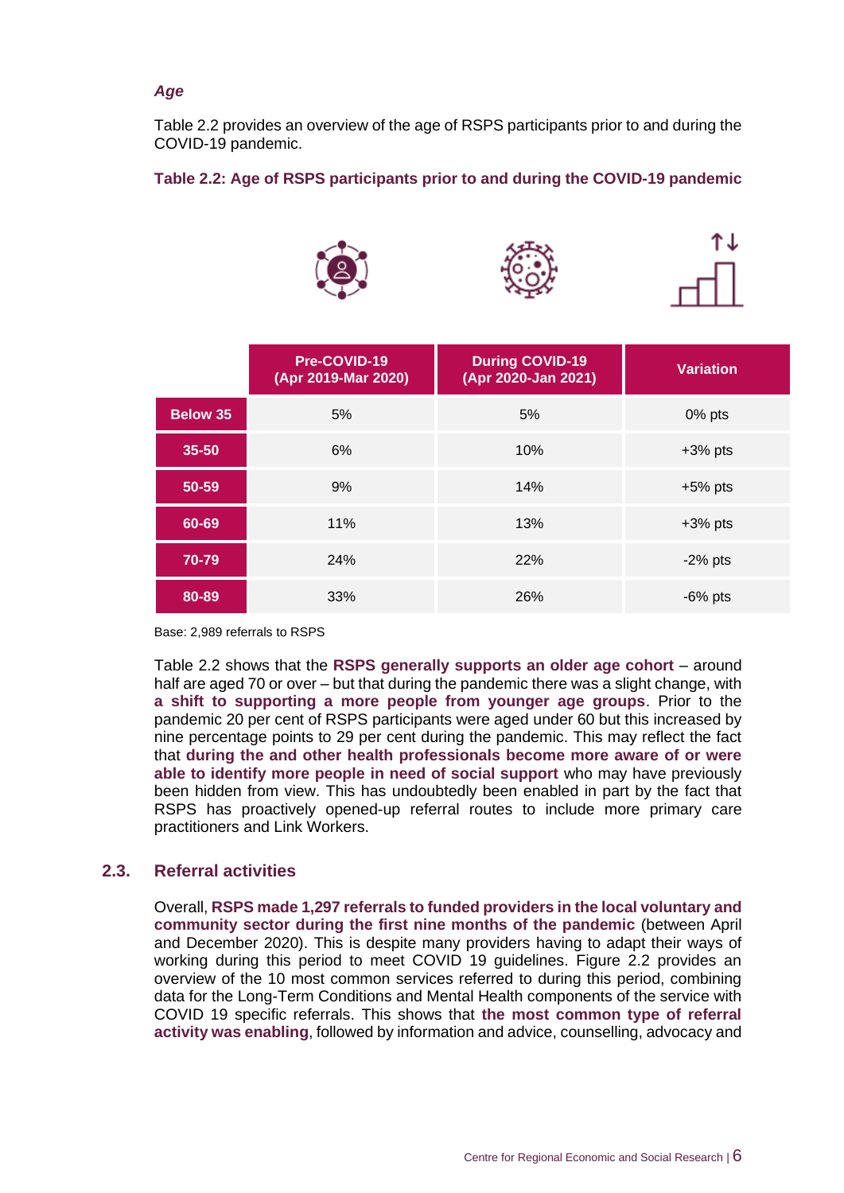*Age*

Table 2.2 provides an overview of the age of RSPS participants prior to and during the COVID-19 pandemic.

**Table 2.2: Age of RSPS participants prior to and during the COVID-19 pandemic**

| | Pre-COVID-19 (Apr 2019-Mar 2020) | During COVID-19 (Apr 2020-Jan 2021) | Variation |
|---|---|---|---|
| **Below 35** | 5% | 5% | 0% pts |
| **35-50** | 6% | 10% | +3% pts |
| **50-59** | 9% | 14% | +5% pts |
| **60-69** | 11% | 13% | +3% pts |
| **70-79** | 24% | 22% | -2% pts |
| **80-89** | 33% | 26% | -6% pts |

Base: 2,989 referrals to RSPS

Table 2.2 shows that the **RSPS generally supports an older age cohort** – around half are aged 70 or over – but that during the pandemic there was a slight change, with **a shift to supporting a more people from younger age groups**. Prior to the pandemic 20 per cent of RSPS participants were aged under 60 but this increased by nine percentage points to 29 per cent during the pandemic. This may reflect the fact that **during the and other health professionals become more aware of or were able to identify more people in need of social support** who may have previously been hidden from view. This has undoubtedly been enabled in part by the fact that RSPS has proactively opened-up referral routes to include more primary care practitioners and Link Workers.

## 2.3. Referral activities

Overall, **RSPS made 1,297 referrals to funded providers in the local voluntary and community sector during the first nine months of the pandemic** (between April and December 2020). This is despite many providers having to adapt their ways of working during this period to meet COVID 19 guidelines. Figure 2.2 provides an overview of the 10 most common services referred to during this period, combining data for the Long-Term Conditions and Mental Health components of the service with COVID 19 specific referrals. This shows that **the most common type of referral activity was enabling**, followed by information and advice, counselling, advocacy and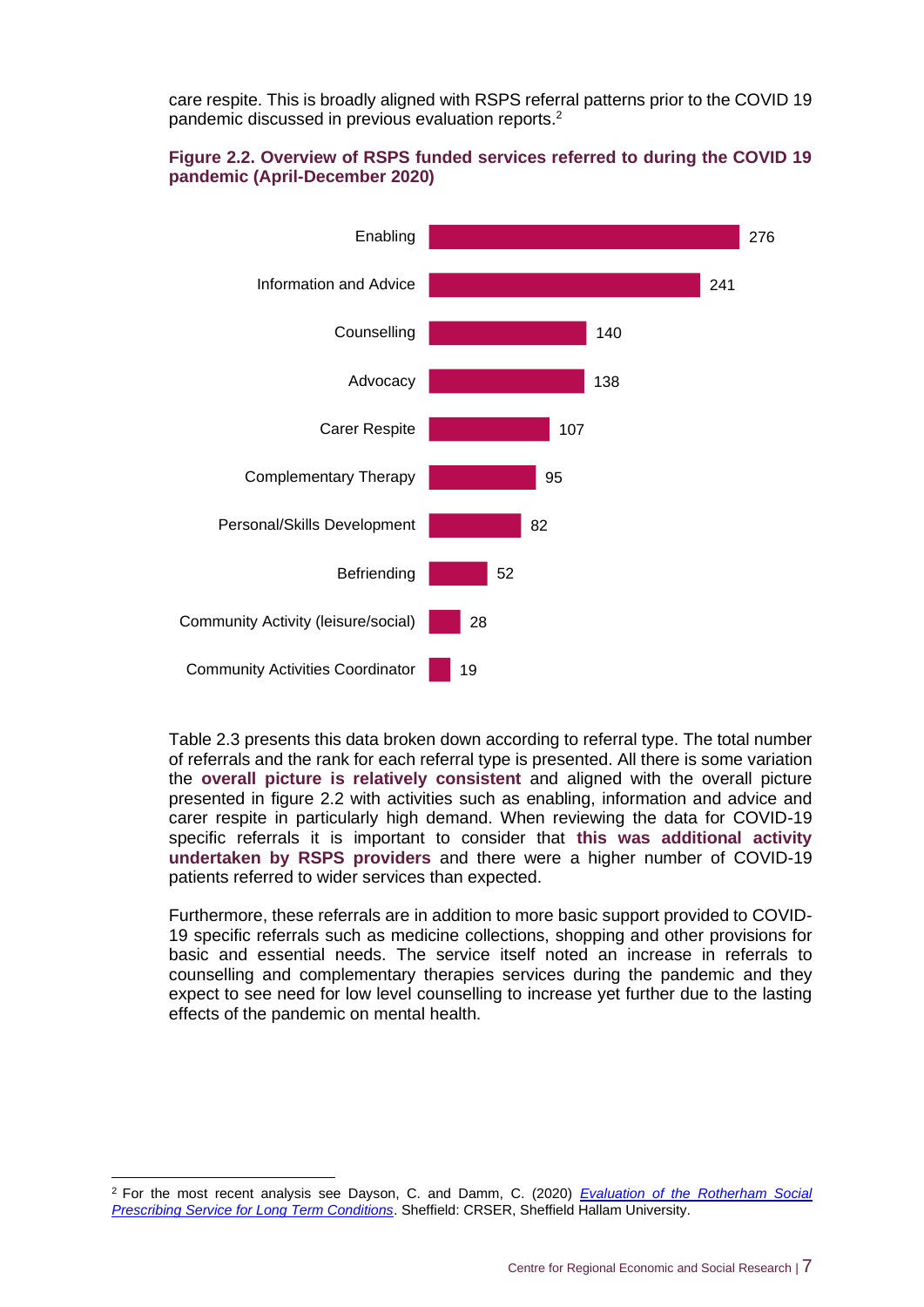care respite. This is broadly aligned with RSPS referral patterns prior to the COVID 19 pandemic discussed in previous evaluation reports.[2]

**Figure 2.2. Overview of RSPS funded services referred to during the COVID 19 pandemic (April-December 2020)**

| Service | Referrals |
|---|---|
| Enabling | 276 |
| Information and Advice | 241 |
| Counselling | 140 |
| Advocacy | 138 |
| Carer Respite | 107 |
| Complementary Therapy | 95 |
| Personal/Skills Development | 82 |
| Befriending | 52 |
| Community Activity (leisure/social) | 28 |
| Community Activities Coordinator | 19 |

Table 2.3 presents this data broken down according to referral type. The total number of referrals and the rank for each referral type is presented. All there is some variation the **overall picture is relatively consistent** and aligned with the overall picture presented in figure 2.2 with activities such as enabling, information and advice and carer respite in particularly high demand. When reviewing the data for COVID-19 specific referrals it is important to consider that **this was additional activity undertaken by RSPS providers** and there were a higher number of COVID-19 patients referred to wider services than expected.

Furthermore, these referrals are in addition to more basic support provided to COVID-19 specific referrals such as medicine collections, shopping and other provisions for basic and essential needs. The service itself noted an increase in referrals to counselling and complementary therapies services during the pandemic and they expect to see need for low level counselling to increase yet further due to the lasting effects of the pandemic on mental health.

---

[2] For the most recent analysis see Dayson, C. and Damm, C. (2020) *Evaluation of the Rotherham Social Prescribing Service for Long Term Conditions*. Sheffield: CRSER, Sheffield Hallam University.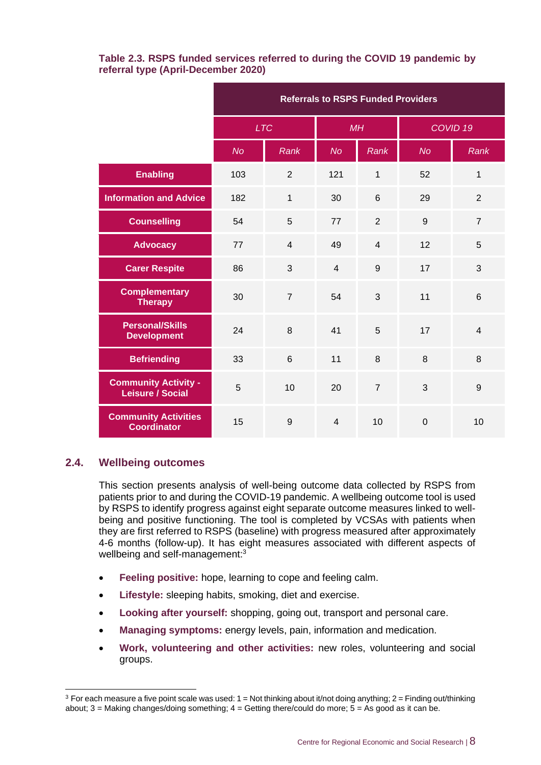**Table 2.3. RSPS funded services referred to during the COVID 19 pandemic by referral type (April-December 2020)**

| | Referrals to RSPS Funded Providers | | | | | |
|---|---|---|---|---|---|---|
| | *LTC* | | *MH* | | *COVID 19* | |
| | *No* | *Rank* | *No* | *Rank* | *No* | *Rank* |
| **Enabling** | 103 | 2 | 121 | 1 | 52 | 1 |
| **Information and Advice** | 182 | 1 | 30 | 6 | 29 | 2 |
| **Counselling** | 54 | 5 | 77 | 2 | 9 | 7 |
| **Advocacy** | 77 | 4 | 49 | 4 | 12 | 5 |
| **Carer Respite** | 86 | 3 | 4 | 9 | 17 | 3 |
| **Complementary Therapy** | 30 | 7 | 54 | 3 | 11 | 6 |
| **Personal/Skills Development** | 24 | 8 | 41 | 5 | 17 | 4 |
| **Befriending** | 33 | 6 | 11 | 8 | 8 | 8 |
| **Community Activity - Leisure / Social** | 5 | 10 | 20 | 7 | 3 | 9 |
| **Community Activities Coordinator** | 15 | 9 | 4 | 10 | 0 | 10 |

## 2.4. Wellbeing outcomes

This section presents analysis of well-being outcome data collected by RSPS from patients prior to and during the COVID-19 pandemic. A wellbeing outcome tool is used by RSPS to identify progress against eight separate outcome measures linked to well-being and positive functioning. The tool is completed by VCSAs with patients when they are first referred to RSPS (baseline) with progress measured after approximately 4-6 months (follow-up). It has eight measures associated with different aspects of wellbeing and self-management:[3]

- **Feeling positive:** hope, learning to cope and feeling calm.
- **Lifestyle:** sleeping habits, smoking, diet and exercise.
- **Looking after yourself:** shopping, going out, transport and personal care.
- **Managing symptoms:** energy levels, pain, information and medication.
- **Work, volunteering and other activities:** new roles, volunteering and social groups.

[3] For each measure a five point scale was used: 1 = Not thinking about it/not doing anything; 2 = Finding out/thinking about; 3 = Making changes/doing something; 4 = Getting there/could do more; 5 = As good as it can be.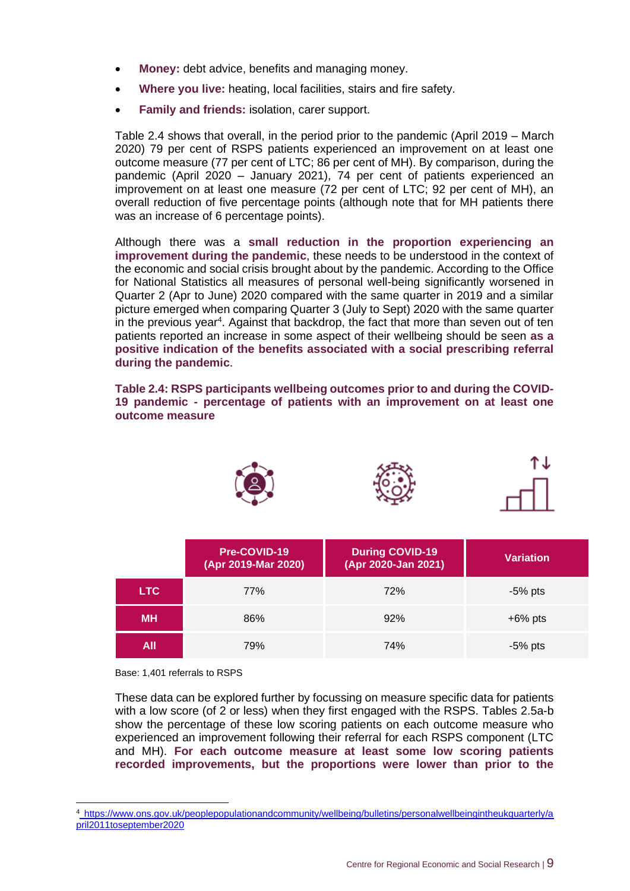- **Money:** debt advice, benefits and managing money.
- **Where you live:** heating, local facilities, stairs and fire safety.
- **Family and friends:** isolation, carer support.

Table 2.4 shows that overall, in the period prior to the pandemic (April 2019 – March 2020) 79 per cent of RSPS patients experienced an improvement on at least one outcome measure (77 per cent of LTC; 86 per cent of MH). By comparison, during the pandemic (April 2020 – January 2021), 74 per cent of patients experienced an improvement on at least one measure (72 per cent of LTC; 92 per cent of MH), an overall reduction of five percentage points (although note that for MH patients there was an increase of 6 percentage points).

Although there was a **small reduction in the proportion experiencing an improvement during the pandemic**, these needs to be understood in the context of the economic and social crisis brought about by the pandemic. According to the Office for National Statistics all measures of personal well-being significantly worsened in Quarter 2 (Apr to June) 2020 compared with the same quarter in 2019 and a similar picture emerged when comparing Quarter 3 (July to Sept) 2020 with the same quarter in the previous year[4]. Against that backdrop, the fact that more than seven out of ten patients reported an increase in some aspect of their wellbeing should be seen **as a positive indication of the benefits associated with a social prescribing referral during the pandemic**.

**Table 2.4: RSPS participants wellbeing outcomes prior to and during the COVID-19 pandemic - percentage of patients with an improvement on at least one outcome measure**

| | Pre-COVID-19 (Apr 2019-Mar 2020) | During COVID-19 (Apr 2020-Jan 2021) | Variation |
|---|---|---|---|
| **LTC** | 77% | 72% | -5% pts |
| **MH** | 86% | 92% | +6% pts |
| **All** | 79% | 74% | -5% pts |

Base: 1,401 referrals to RSPS

These data can be explored further by focussing on measure specific data for patients with a low score (of 2 or less) when they first engaged with the RSPS. Tables 2.5a-b show the percentage of these low scoring patients on each outcome measure who experienced an improvement following their referral for each RSPS component (LTC and MH). **For each outcome measure at least some low scoring patients recorded improvements, but the proportions were lower than prior to the**

[4] https://www.ons.gov.uk/peoplepopulationandcommunity/wellbeing/bulletins/personalwellbeingintheukquarterly/april2011toseptember2020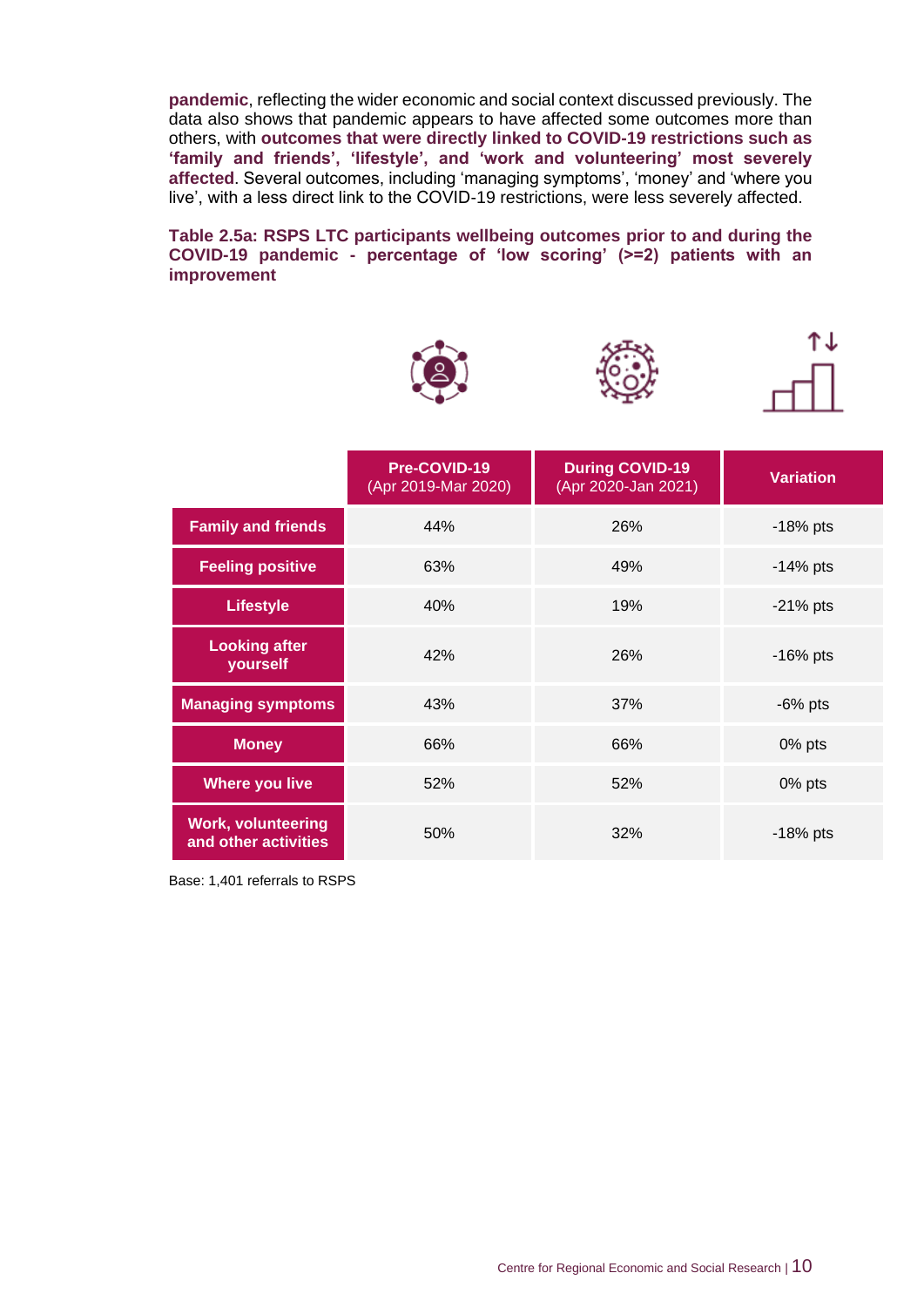**pandemic**, reflecting the wider economic and social context discussed previously. The data also shows that pandemic appears to have affected some outcomes more than others, with **outcomes that were directly linked to COVID-19 restrictions such as 'family and friends', 'lifestyle', and 'work and volunteering' most severely affected**. Several outcomes, including 'managing symptoms', 'money' and 'where you live', with a less direct link to the COVID-19 restrictions, were less severely affected.

**Table 2.5a: RSPS LTC participants wellbeing outcomes prior to and during the COVID-19 pandemic - percentage of 'low scoring' (>=2) patients with an improvement**

| | Pre-COVID-19 (Apr 2019-Mar 2020) | During COVID-19 (Apr 2020-Jan 2021) | Variation |
|---|---|---|---|
| **Family and friends** | 44% | 26% | -18% pts |
| **Feeling positive** | 63% | 49% | -14% pts |
| **Lifestyle** | 40% | 19% | -21% pts |
| **Looking after yourself** | 42% | 26% | -16% pts |
| **Managing symptoms** | 43% | 37% | -6% pts |
| **Money** | 66% | 66% | 0% pts |
| **Where you live** | 52% | 52% | 0% pts |
| **Work, volunteering and other activities** | 50% | 32% | -18% pts |

Base: 1,401 referrals to RSPS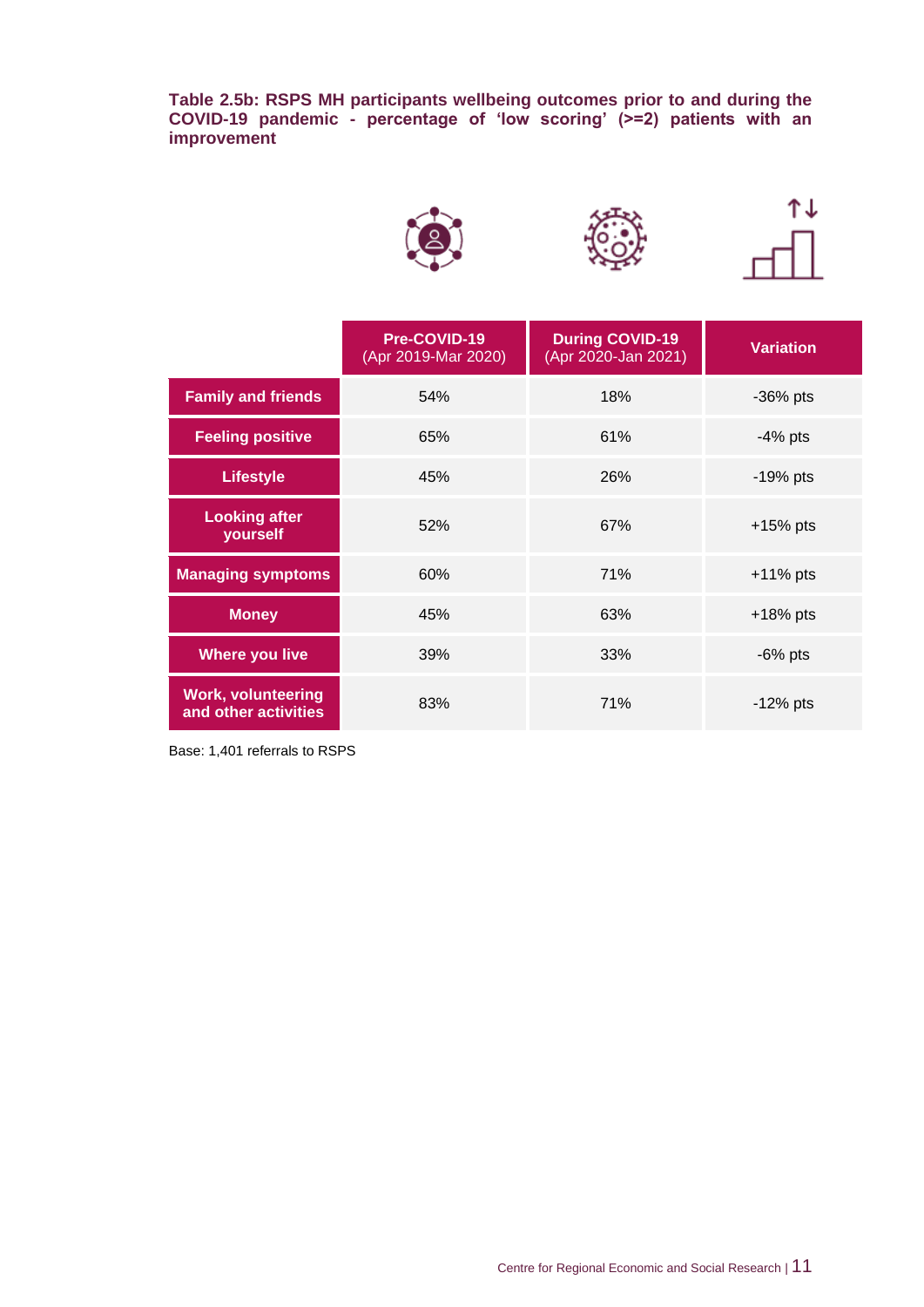**Table 2.5b: RSPS MH participants wellbeing outcomes prior to and during the COVID-19 pandemic - percentage of 'low scoring' (>=2) patients with an improvement**

| | Pre-COVID-19 (Apr 2019-Mar 2020) | During COVID-19 (Apr 2020-Jan 2021) | Variation |
|---|---|---|---|
| Family and friends | 54% | 18% | -36% pts |
| Feeling positive | 65% | 61% | -4% pts |
| Lifestyle | 45% | 26% | -19% pts |
| Looking after yourself | 52% | 67% | +15% pts |
| Managing symptoms | 60% | 71% | +11% pts |
| Money | 45% | 63% | +18% pts |
| Where you live | 39% | 33% | -6% pts |
| Work, volunteering and other activities | 83% | 71% | -12% pts |

Base: 1,401 referrals to RSPS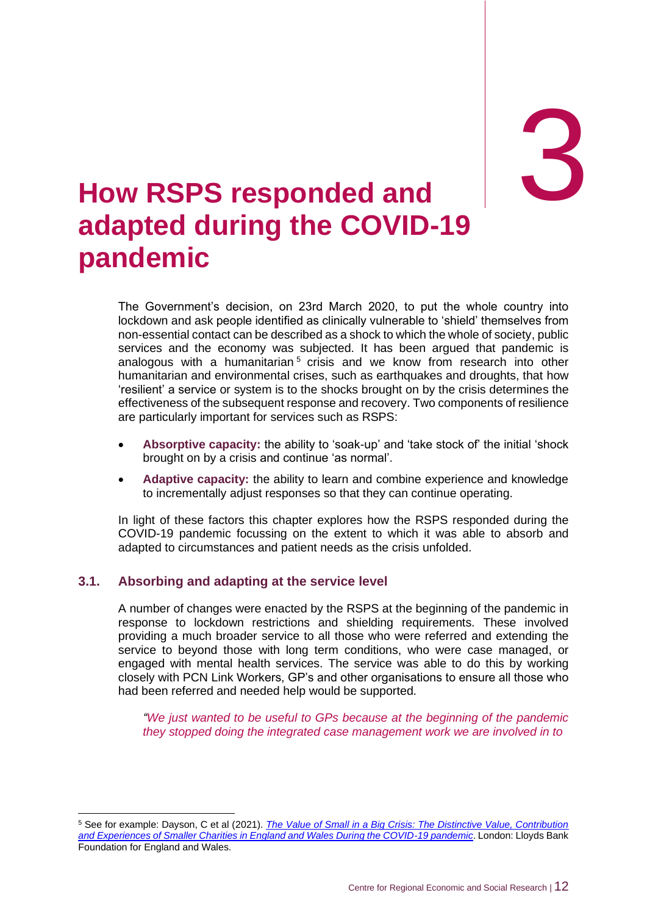# 3 How RSPS responded and adapted during the COVID-19 pandemic

The Government's decision, on 23rd March 2020, to put the whole country into lockdown and ask people identified as clinically vulnerable to 'shield' themselves from non-essential contact can be described as a shock to which the whole of society, public services and the economy was subjected. It has been argued that pandemic is analogous with a humanitarian[5] crisis and we know from research into other humanitarian and environmental crises, such as earthquakes and droughts, that how 'resilient' a service or system is to the shocks brought on by the crisis determines the effectiveness of the subsequent response and recovery. Two components of resilience are particularly important for services such as RSPS:

- **Absorptive capacity:** the ability to 'soak-up' and 'take stock of' the initial 'shock brought on by a crisis and continue 'as normal'.
- **Adaptive capacity:** the ability to learn and combine experience and knowledge to incrementally adjust responses so that they can continue operating.

In light of these factors this chapter explores how the RSPS responded during the COVID-19 pandemic focussing on the extent to which it was able to absorb and adapted to circumstances and patient needs as the crisis unfolded.

## 3.1. Absorbing and adapting at the service level

A number of changes were enacted by the RSPS at the beginning of the pandemic in response to lockdown restrictions and shielding requirements. These involved providing a much broader service to all those who were referred and extending the service to beyond those with long term conditions, who were case managed, or engaged with mental health services. The service was able to do this by working closely with PCN Link Workers, GP's and other organisations to ensure all those who had been referred and needed help would be supported.

*"We just wanted to be useful to GPs because at the beginning of the pandemic they stopped doing the integrated case management work we are involved in to*

[5] See for example: Dayson, C et al (2021). *The Value of Small in a Big Crisis: The Distinctive Value, Contribution and Experiences of Smaller Charities in England and Wales During the COVID-19 pandemic*. London: Lloyds Bank Foundation for England and Wales.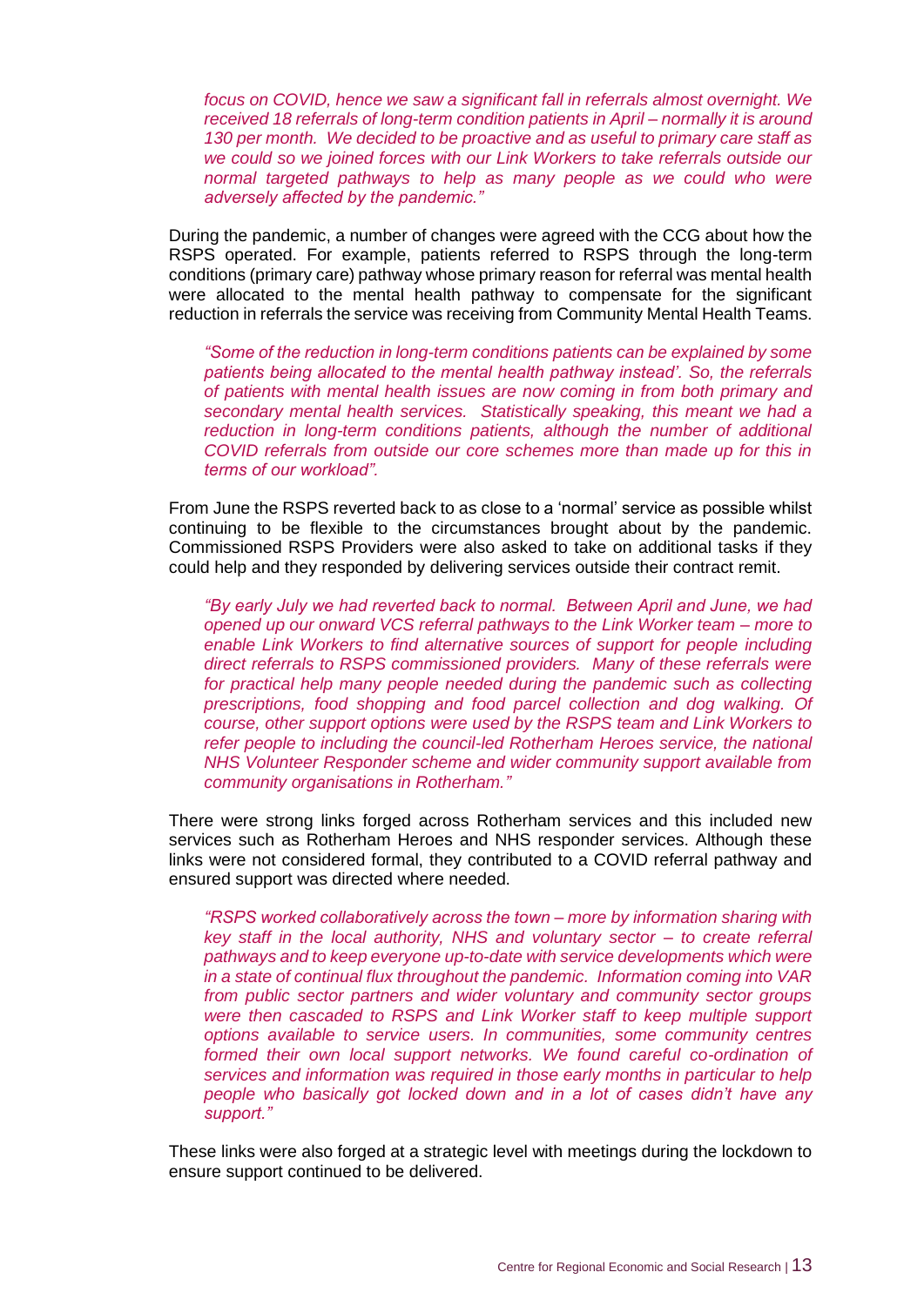*focus on COVID, hence we saw a significant fall in referrals almost overnight. We received 18 referrals of long-term condition patients in April – normally it is around 130 per month. We decided to be proactive and as useful to primary care staff as we could so we joined forces with our Link Workers to take referrals outside our normal targeted pathways to help as many people as we could who were adversely affected by the pandemic."*

During the pandemic, a number of changes were agreed with the CCG about how the RSPS operated. For example, patients referred to RSPS through the long-term conditions (primary care) pathway whose primary reason for referral was mental health were allocated to the mental health pathway to compensate for the significant reduction in referrals the service was receiving from Community Mental Health Teams.

*"Some of the reduction in long-term conditions patients can be explained by some patients being allocated to the mental health pathway instead'. So, the referrals of patients with mental health issues are now coming in from both primary and secondary mental health services. Statistically speaking, this meant we had a reduction in long-term conditions patients, although the number of additional COVID referrals from outside our core schemes more than made up for this in terms of our workload".*

From June the RSPS reverted back to as close to a 'normal' service as possible whilst continuing to be flexible to the circumstances brought about by the pandemic. Commissioned RSPS Providers were also asked to take on additional tasks if they could help and they responded by delivering services outside their contract remit.

*"By early July we had reverted back to normal. Between April and June, we had opened up our onward VCS referral pathways to the Link Worker team – more to enable Link Workers to find alternative sources of support for people including direct referrals to RSPS commissioned providers. Many of these referrals were for practical help many people needed during the pandemic such as collecting prescriptions, food shopping and food parcel collection and dog walking. Of course, other support options were used by the RSPS team and Link Workers to refer people to including the council-led Rotherham Heroes service, the national NHS Volunteer Responder scheme and wider community support available from community organisations in Rotherham."*

There were strong links forged across Rotherham services and this included new services such as Rotherham Heroes and NHS responder services. Although these links were not considered formal, they contributed to a COVID referral pathway and ensured support was directed where needed.

*"RSPS worked collaboratively across the town – more by information sharing with key staff in the local authority, NHS and voluntary sector – to create referral pathways and to keep everyone up-to-date with service developments which were in a state of continual flux throughout the pandemic. Information coming into VAR from public sector partners and wider voluntary and community sector groups were then cascaded to RSPS and Link Worker staff to keep multiple support options available to service users. In communities, some community centres formed their own local support networks. We found careful co-ordination of services and information was required in those early months in particular to help people who basically got locked down and in a lot of cases didn't have any support."*

These links were also forged at a strategic level with meetings during the lockdown to ensure support continued to be delivered.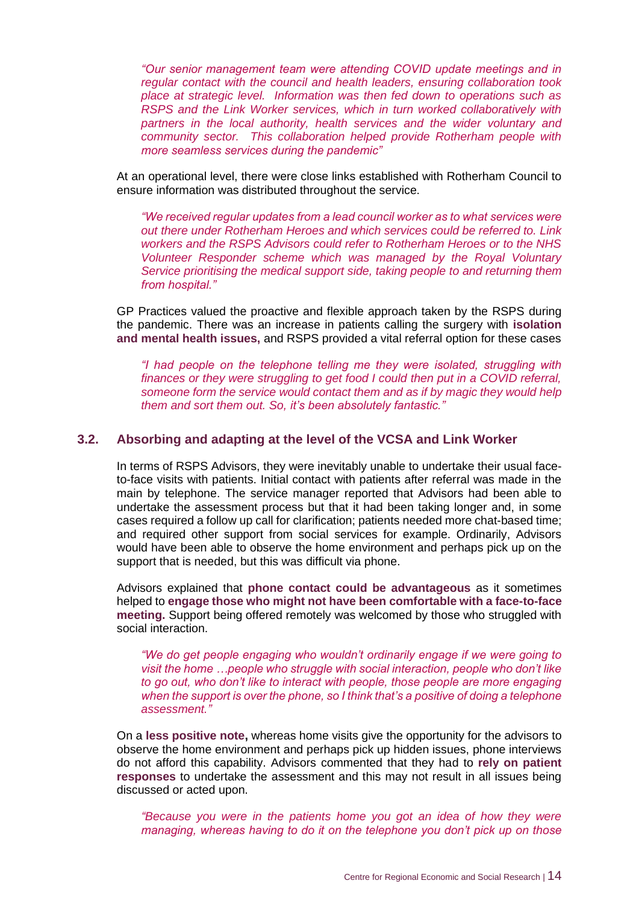*"Our senior management team were attending COVID update meetings and in regular contact with the council and health leaders, ensuring collaboration took place at strategic level. Information was then fed down to operations such as RSPS and the Link Worker services, which in turn worked collaboratively with partners in the local authority, health services and the wider voluntary and community sector. This collaboration helped provide Rotherham people with more seamless services during the pandemic"*

At an operational level, there were close links established with Rotherham Council to ensure information was distributed throughout the service.

*"We received regular updates from a lead council worker as to what services were out there under Rotherham Heroes and which services could be referred to. Link workers and the RSPS Advisors could refer to Rotherham Heroes or to the NHS Volunteer Responder scheme which was managed by the Royal Voluntary Service prioritising the medical support side, taking people to and returning them from hospital."*

GP Practices valued the proactive and flexible approach taken by the RSPS during the pandemic. There was an increase in patients calling the surgery with **isolation and mental health issues,** and RSPS provided a vital referral option for these cases

*"I had people on the telephone telling me they were isolated, struggling with finances or they were struggling to get food I could then put in a COVID referral, someone form the service would contact them and as if by magic they would help them and sort them out. So, it's been absolutely fantastic."*

### 3.2. Absorbing and adapting at the level of the VCSA and Link Worker

In terms of RSPS Advisors, they were inevitably unable to undertake their usual face-to-face visits with patients. Initial contact with patients after referral was made in the main by telephone. The service manager reported that Advisors had been able to undertake the assessment process but that it had been taking longer and, in some cases required a follow up call for clarification; patients needed more chat-based time; and required other support from social services for example. Ordinarily, Advisors would have been able to observe the home environment and perhaps pick up on the support that is needed, but this was difficult via phone.

Advisors explained that **phone contact could be advantageous** as it sometimes helped to **engage those who might not have been comfortable with a face-to-face meeting.** Support being offered remotely was welcomed by those who struggled with social interaction.

*"We do get people engaging who wouldn't ordinarily engage if we were going to visit the home …people who struggle with social interaction, people who don't like to go out, who don't like to interact with people, those people are more engaging when the support is over the phone, so I think that's a positive of doing a telephone assessment."*

On a **less positive note,** whereas home visits give the opportunity for the advisors to observe the home environment and perhaps pick up hidden issues, phone interviews do not afford this capability. Advisors commented that they had to **rely on patient responses** to undertake the assessment and this may not result in all issues being discussed or acted upon.

*"Because you were in the patients home you got an idea of how they were managing, whereas having to do it on the telephone you don't pick up on those*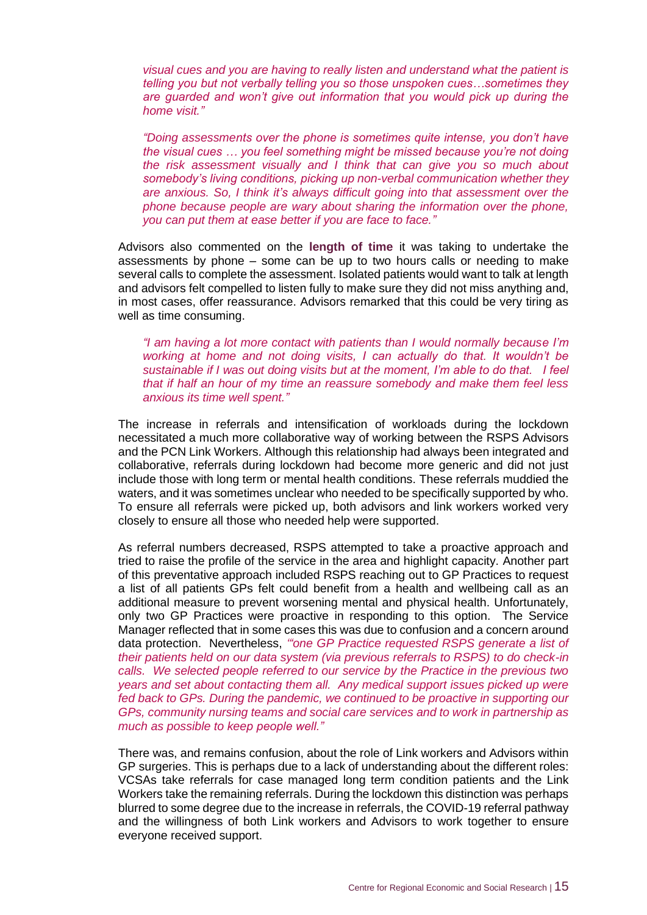*visual cues and you are having to really listen and understand what the patient is telling you but not verbally telling you so those unspoken cues…sometimes they are guarded and won't give out information that you would pick up during the home visit."*

*"Doing assessments over the phone is sometimes quite intense, you don't have the visual cues … you feel something might be missed because you're not doing the risk assessment visually and I think that can give you so much about somebody's living conditions, picking up non-verbal communication whether they are anxious. So, I think it's always difficult going into that assessment over the phone because people are wary about sharing the information over the phone, you can put them at ease better if you are face to face."*

Advisors also commented on the **length of time** it was taking to undertake the assessments by phone – some can be up to two hours calls or needing to make several calls to complete the assessment. Isolated patients would want to talk at length and advisors felt compelled to listen fully to make sure they did not miss anything and, in most cases, offer reassurance. Advisors remarked that this could be very tiring as well as time consuming.

*"I am having a lot more contact with patients than I would normally because I'm working at home and not doing visits, I can actually do that. It wouldn't be sustainable if I was out doing visits but at the moment, I'm able to do that. I feel that if half an hour of my time an reassure somebody and make them feel less anxious its time well spent."*

The increase in referrals and intensification of workloads during the lockdown necessitated a much more collaborative way of working between the RSPS Advisors and the PCN Link Workers. Although this relationship had always been integrated and collaborative, referrals during lockdown had become more generic and did not just include those with long term or mental health conditions. These referrals muddied the waters, and it was sometimes unclear who needed to be specifically supported by who. To ensure all referrals were picked up, both advisors and link workers worked very closely to ensure all those who needed help were supported.

As referral numbers decreased, RSPS attempted to take a proactive approach and tried to raise the profile of the service in the area and highlight capacity. Another part of this preventative approach included RSPS reaching out to GP Practices to request a list of all patients GPs felt could benefit from a health and wellbeing call as an additional measure to prevent worsening mental and physical health. Unfortunately, only two GP Practices were proactive in responding to this option. The Service Manager reflected that in some cases this was due to confusion and a concern around data protection. Nevertheless, *"'one GP Practice requested RSPS generate a list of their patients held on our data system (via previous referrals to RSPS) to do check-in calls. We selected people referred to our service by the Practice in the previous two years and set about contacting them all. Any medical support issues picked up were fed back to GPs. During the pandemic, we continued to be proactive in supporting our GPs, community nursing teams and social care services and to work in partnership as much as possible to keep people well."*

There was, and remains confusion, about the role of Link workers and Advisors within GP surgeries. This is perhaps due to a lack of understanding about the different roles: VCSAs take referrals for case managed long term condition patients and the Link Workers take the remaining referrals. During the lockdown this distinction was perhaps blurred to some degree due to the increase in referrals, the COVID-19 referral pathway and the willingness of both Link workers and Advisors to work together to ensure everyone received support.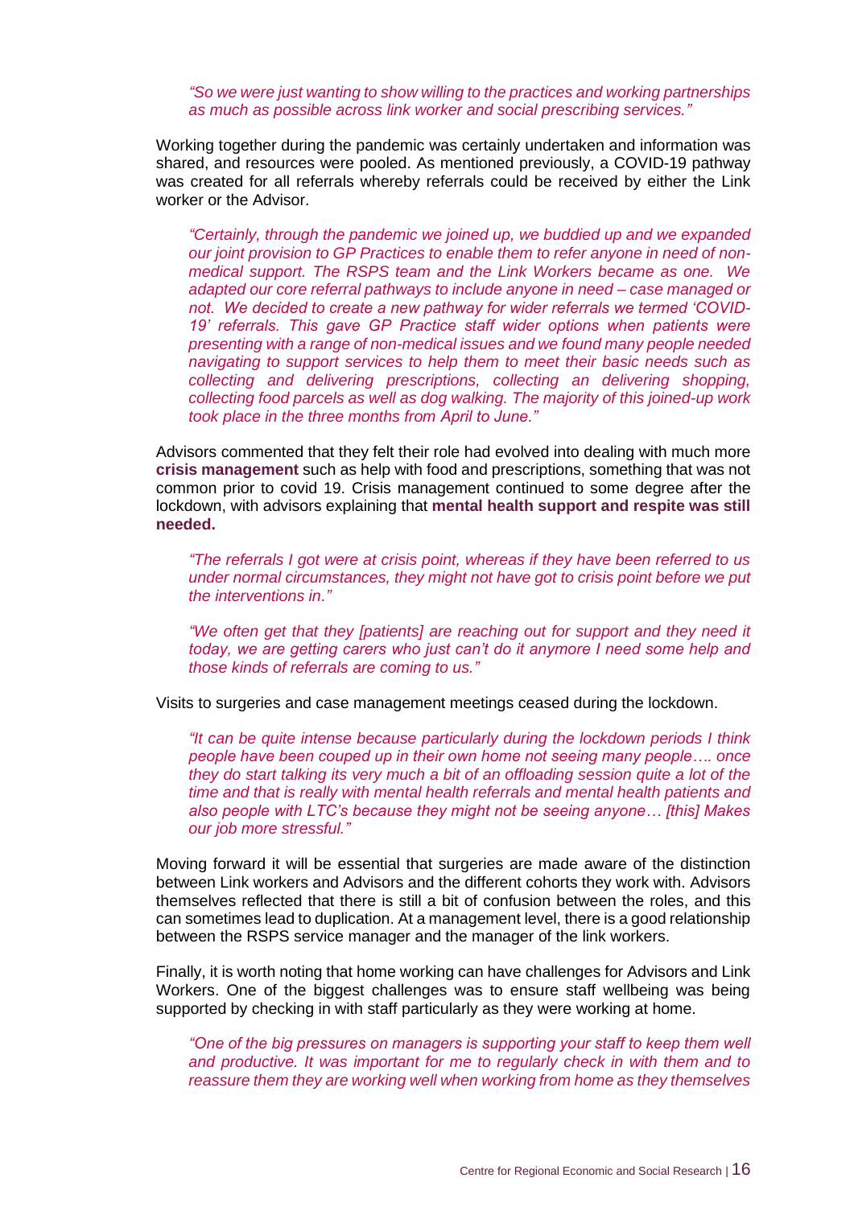*"So we were just wanting to show willing to the practices and working partnerships as much as possible across link worker and social prescribing services."*

Working together during the pandemic was certainly undertaken and information was shared, and resources were pooled. As mentioned previously, a COVID-19 pathway was created for all referrals whereby referrals could be received by either the Link worker or the Advisor.

*"Certainly, through the pandemic we joined up, we buddied up and we expanded our joint provision to GP Practices to enable them to refer anyone in need of non-medical support. The RSPS team and the Link Workers became as one. We adapted our core referral pathways to include anyone in need – case managed or not. We decided to create a new pathway for wider referrals we termed 'COVID-19' referrals. This gave GP Practice staff wider options when patients were presenting with a range of non-medical issues and we found many people needed navigating to support services to help them to meet their basic needs such as collecting and delivering prescriptions, collecting an delivering shopping, collecting food parcels as well as dog walking. The majority of this joined-up work took place in the three months from April to June."*

Advisors commented that they felt their role had evolved into dealing with much more **crisis management** such as help with food and prescriptions, something that was not common prior to covid 19. Crisis management continued to some degree after the lockdown, with advisors explaining that **mental health support and respite was still needed.**

*"The referrals I got were at crisis point, whereas if they have been referred to us under normal circumstances, they might not have got to crisis point before we put the interventions in."*

*"We often get that they [patients] are reaching out for support and they need it today, we are getting carers who just can't do it anymore I need some help and those kinds of referrals are coming to us."*

Visits to surgeries and case management meetings ceased during the lockdown.

*"It can be quite intense because particularly during the lockdown periods I think people have been couped up in their own home not seeing many people…. once they do start talking its very much a bit of an offloading session quite a lot of the time and that is really with mental health referrals and mental health patients and also people with LTC's because they might not be seeing anyone… [this] Makes our job more stressful."*

Moving forward it will be essential that surgeries are made aware of the distinction between Link workers and Advisors and the different cohorts they work with. Advisors themselves reflected that there is still a bit of confusion between the roles, and this can sometimes lead to duplication. At a management level, there is a good relationship between the RSPS service manager and the manager of the link workers.

Finally, it is worth noting that home working can have challenges for Advisors and Link Workers. One of the biggest challenges was to ensure staff wellbeing was being supported by checking in with staff particularly as they were working at home.

*"One of the big pressures on managers is supporting your staff to keep them well and productive. It was important for me to regularly check in with them and to reassure them they are working well when working from home as they themselves*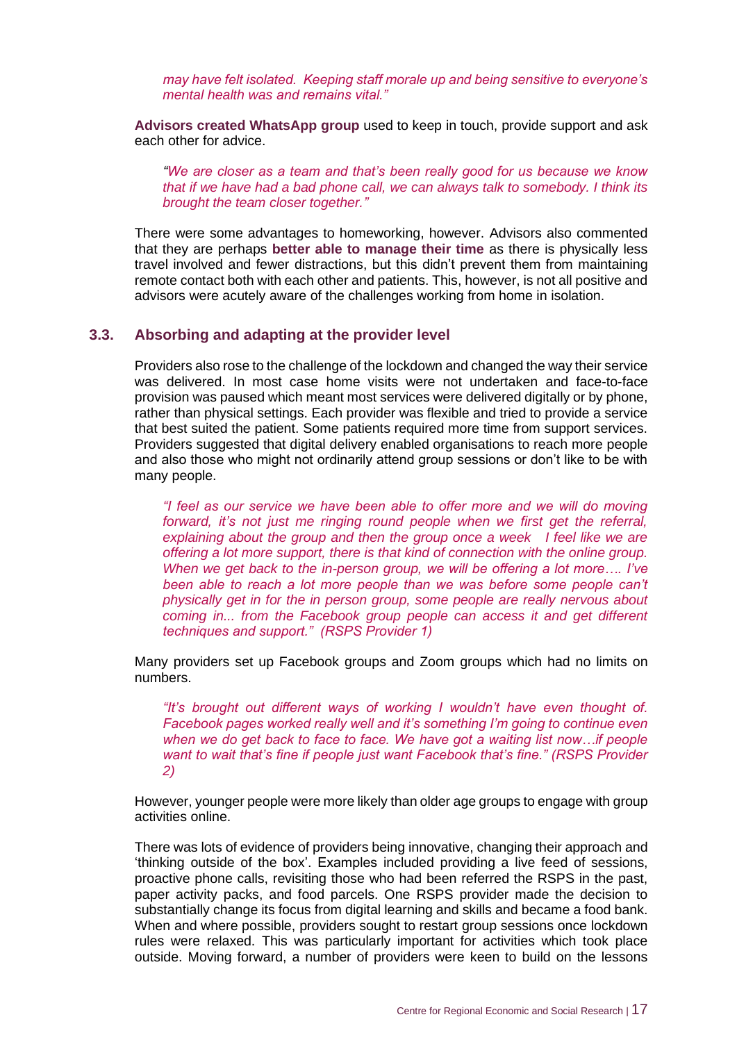*may have felt isolated. Keeping staff morale up and being sensitive to everyone's mental health was and remains vital."*

**Advisors created WhatsApp group** used to keep in touch, provide support and ask each other for advice.

*"We are closer as a team and that's been really good for us because we know that if we have had a bad phone call, we can always talk to somebody. I think its brought the team closer together."*

There were some advantages to homeworking, however. Advisors also commented that they are perhaps **better able to manage their time** as there is physically less travel involved and fewer distractions, but this didn't prevent them from maintaining remote contact both with each other and patients. This, however, is not all positive and advisors were acutely aware of the challenges working from home in isolation.

### 3.3. Absorbing and adapting at the provider level

Providers also rose to the challenge of the lockdown and changed the way their service was delivered. In most case home visits were not undertaken and face-to-face provision was paused which meant most services were delivered digitally or by phone, rather than physical settings. Each provider was flexible and tried to provide a service that best suited the patient. Some patients required more time from support services. Providers suggested that digital delivery enabled organisations to reach more people and also those who might not ordinarily attend group sessions or don't like to be with many people.

*"I feel as our service we have been able to offer more and we will do moving forward, it's not just me ringing round people when we first get the referral, explaining about the group and then the group once a week I feel like we are offering a lot more support, there is that kind of connection with the online group. When we get back to the in-person group, we will be offering a lot more…. I've been able to reach a lot more people than we was before some people can't physically get in for the in person group, some people are really nervous about coming in... from the Facebook group people can access it and get different techniques and support." (RSPS Provider 1)*

Many providers set up Facebook groups and Zoom groups which had no limits on numbers.

*"It's brought out different ways of working I wouldn't have even thought of. Facebook pages worked really well and it's something I'm going to continue even when we do get back to face to face. We have got a waiting list now…if people want to wait that's fine if people just want Facebook that's fine." (RSPS Provider 2)*

However, younger people were more likely than older age groups to engage with group activities online.

There was lots of evidence of providers being innovative, changing their approach and 'thinking outside of the box'. Examples included providing a live feed of sessions, proactive phone calls, revisiting those who had been referred the RSPS in the past, paper activity packs, and food parcels. One RSPS provider made the decision to substantially change its focus from digital learning and skills and became a food bank. When and where possible, providers sought to restart group sessions once lockdown rules were relaxed. This was particularly important for activities which took place outside. Moving forward, a number of providers were keen to build on the lessons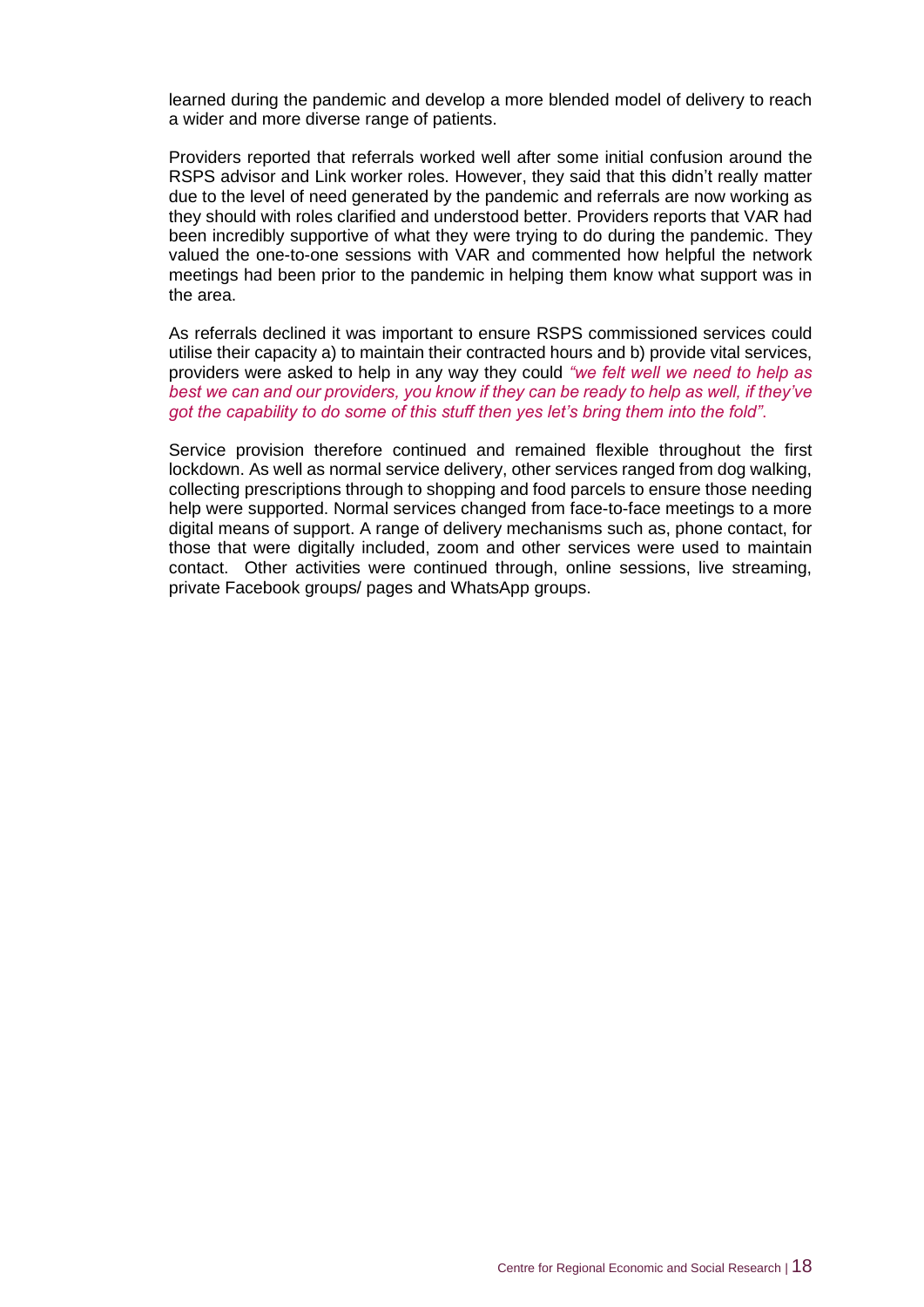learned during the pandemic and develop a more blended model of delivery to reach a wider and more diverse range of patients.

Providers reported that referrals worked well after some initial confusion around the RSPS advisor and Link worker roles. However, they said that this didn't really matter due to the level of need generated by the pandemic and referrals are now working as they should with roles clarified and understood better. Providers reports that VAR had been incredibly supportive of what they were trying to do during the pandemic. They valued the one-to-one sessions with VAR and commented how helpful the network meetings had been prior to the pandemic in helping them know what support was in the area.

As referrals declined it was important to ensure RSPS commissioned services could utilise their capacity a) to maintain their contracted hours and b) provide vital services, providers were asked to help in any way they could *"we felt well we need to help as best we can and our providers, you know if they can be ready to help as well, if they've got the capability to do some of this stuff then yes let's bring them into the fold"*.

Service provision therefore continued and remained flexible throughout the first lockdown. As well as normal service delivery, other services ranged from dog walking, collecting prescriptions through to shopping and food parcels to ensure those needing help were supported. Normal services changed from face-to-face meetings to a more digital means of support. A range of delivery mechanisms such as, phone contact, for those that were digitally included, zoom and other services were used to maintain contact. Other activities were continued through, online sessions, live streaming, private Facebook groups/ pages and WhatsApp groups.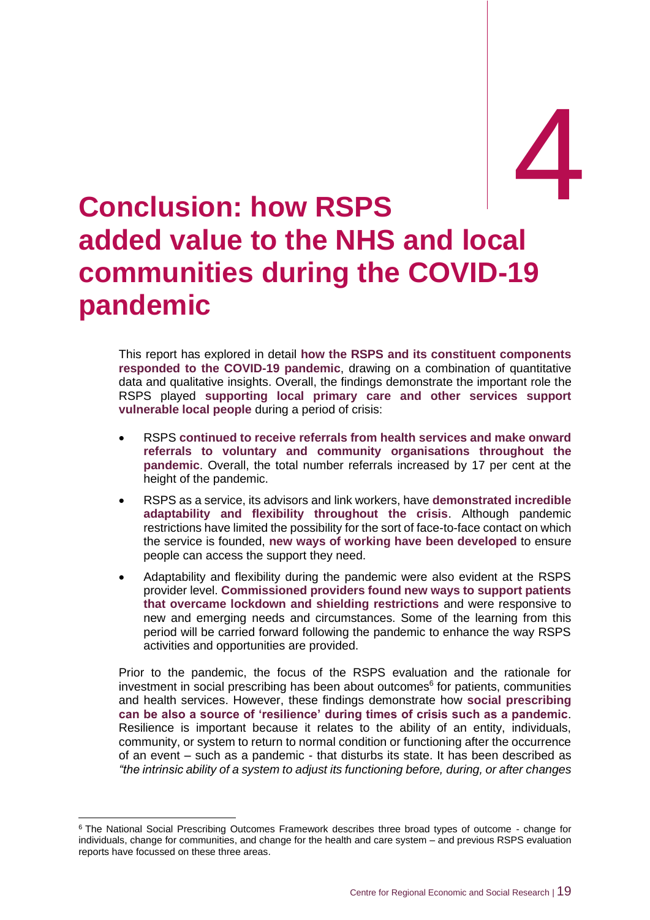# 4

# Conclusion: how RSPS added value to the NHS and local communities during the COVID-19 pandemic

This report has explored in detail **how the RSPS and its constituent components responded to the COVID-19 pandemic**, drawing on a combination of quantitative data and qualitative insights. Overall, the findings demonstrate the important role the RSPS played **supporting local primary care and other services support vulnerable local people** during a period of crisis:

- RSPS **continued to receive referrals from health services and make onward referrals to voluntary and community organisations throughout the pandemic**. Overall, the total number referrals increased by 17 per cent at the height of the pandemic.
- RSPS as a service, its advisors and link workers, have **demonstrated incredible adaptability and flexibility throughout the crisis**. Although pandemic restrictions have limited the possibility for the sort of face-to-face contact on which the service is founded, **new ways of working have been developed** to ensure people can access the support they need.
- Adaptability and flexibility during the pandemic were also evident at the RSPS provider level. **Commissioned providers found new ways to support patients that overcame lockdown and shielding restrictions** and were responsive to new and emerging needs and circumstances. Some of the learning from this period will be carried forward following the pandemic to enhance the way RSPS activities and opportunities are provided.

Prior to the pandemic, the focus of the RSPS evaluation and the rationale for investment in social prescribing has been about outcomes[6] for patients, communities and health services. However, these findings demonstrate how **social prescribing can be also a source of 'resilience' during times of crisis such as a pandemic**. Resilience is important because it relates to the ability of an entity, individuals, community, or system to return to normal condition or functioning after the occurrence of an event – such as a pandemic - that disturbs its state. It has been described as *"the intrinsic ability of a system to adjust its functioning before, during, or after changes*

[6] The National Social Prescribing Outcomes Framework describes three broad types of outcome - change for individuals, change for communities, and change for the health and care system – and previous RSPS evaluation reports have focussed on these three areas.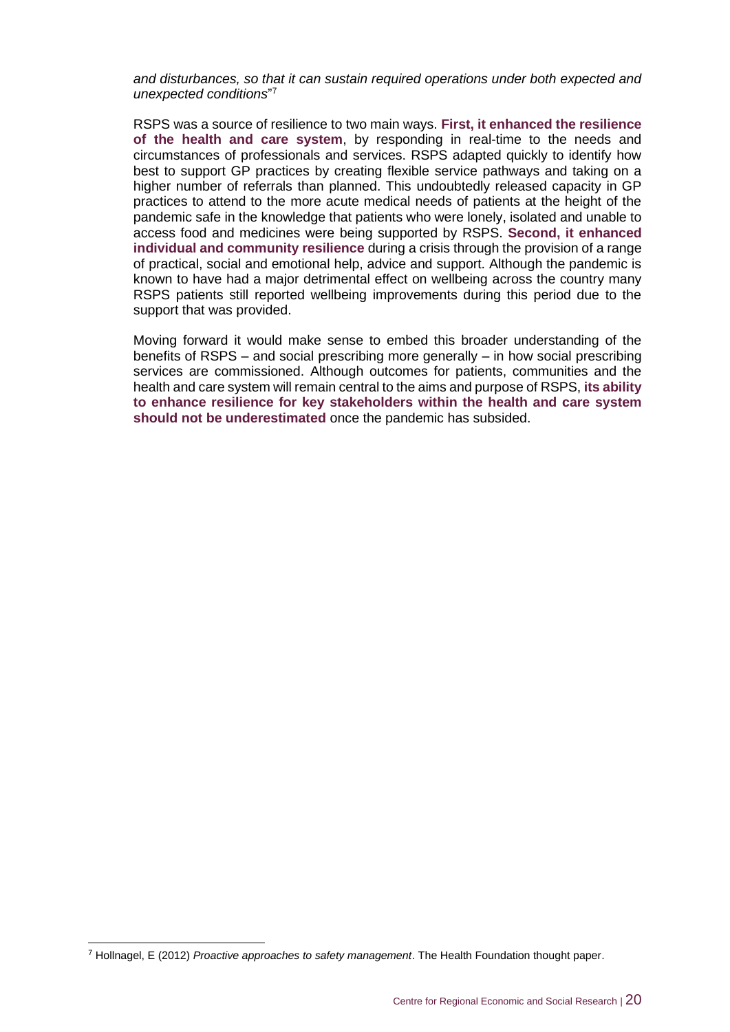*and disturbances, so that it can sustain required operations under both expected and unexpected conditions*"[7]

RSPS was a source of resilience to two main ways. **First, it enhanced the resilience of the health and care system**, by responding in real-time to the needs and circumstances of professionals and services. RSPS adapted quickly to identify how best to support GP practices by creating flexible service pathways and taking on a higher number of referrals than planned. This undoubtedly released capacity in GP practices to attend to the more acute medical needs of patients at the height of the pandemic safe in the knowledge that patients who were lonely, isolated and unable to access food and medicines were being supported by RSPS. **Second, it enhanced individual and community resilience** during a crisis through the provision of a range of practical, social and emotional help, advice and support. Although the pandemic is known to have had a major detrimental effect on wellbeing across the country many RSPS patients still reported wellbeing improvements during this period due to the support that was provided.

Moving forward it would make sense to embed this broader understanding of the benefits of RSPS – and social prescribing more generally – in how social prescribing services are commissioned. Although outcomes for patients, communities and the health and care system will remain central to the aims and purpose of RSPS, **its ability to enhance resilience for key stakeholders within the health and care system should not be underestimated** once the pandemic has subsided.

[7] Hollnagel, E (2012) *Proactive approaches to safety management*. The Health Foundation thought paper.